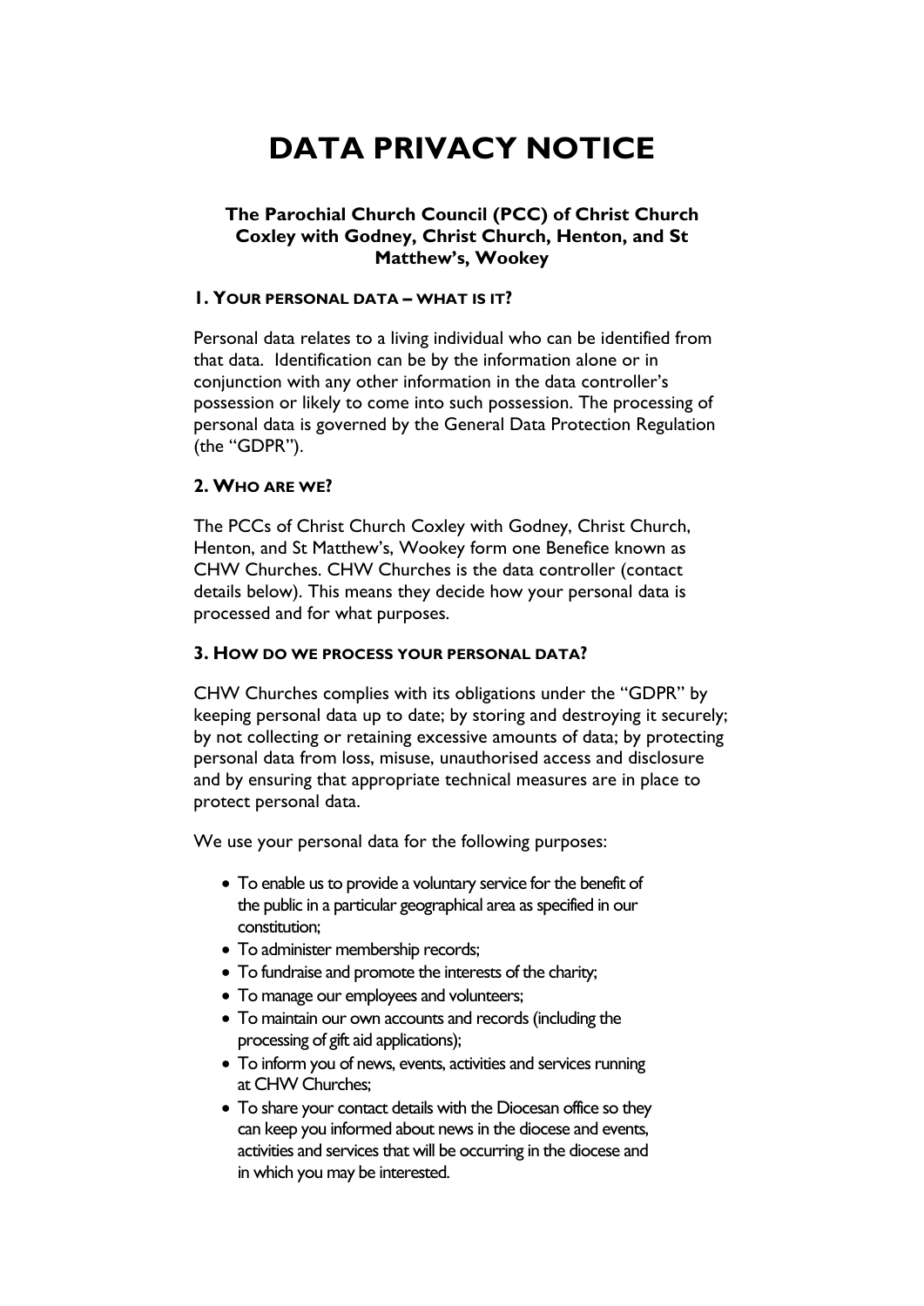# DATA PRIVACY NOTICE

### The Parochial Church Council (PCC) of Christ Church Coxley with Godney, Christ Church, Henton, and St Matthew's, Wookey

## 1. YOUR PERSONAL DATA – WHAT IS IT?

Personal data relates to a living individual who can be identified from that data. Identification can be by the information alone or in conjunction with any other information in the data controller's possession or likely to come into such possession. The processing of personal data is governed by the General Data Protection Regulation (the "GDPR").

## 2. WHO ARE WE?

The PCCs of Christ Church Coxley with Godney, Christ Church, Henton, and St Matthew's, Wookey form one Benefice known as CHW Churches. CHW Churches is the data controller (contact details below). This means they decide how your personal data is processed and for what purposes.

## 3. HOW DO WE PROCESS YOUR PERSONAL DATA?

CHW Churches complies with its obligations under the "GDPR" by keeping personal data up to date; by storing and destroying it securely; by not collecting or retaining excessive amounts of data; by protecting personal data from loss, misuse, unauthorised access and disclosure and by ensuring that appropriate technical measures are in place to protect personal data.

We use your personal data for the following purposes:

- To enable us to provide a voluntary service for the benefit of the public in a particular geographical area as specified in our constitution;
- To administer membership records;
- To fundraise and promote the interests of the charity;
- To manage our employees and volunteers;
- To maintain our own accounts and records (including the processing of gift aid applications);
- To inform you of news, events, activities and services running at CHW Churches;
- To share your contact details with the Diocesan office so they can keep you informed about news in the diocese and events, activities and services that will be occurring in the diocese and in which you may be interested.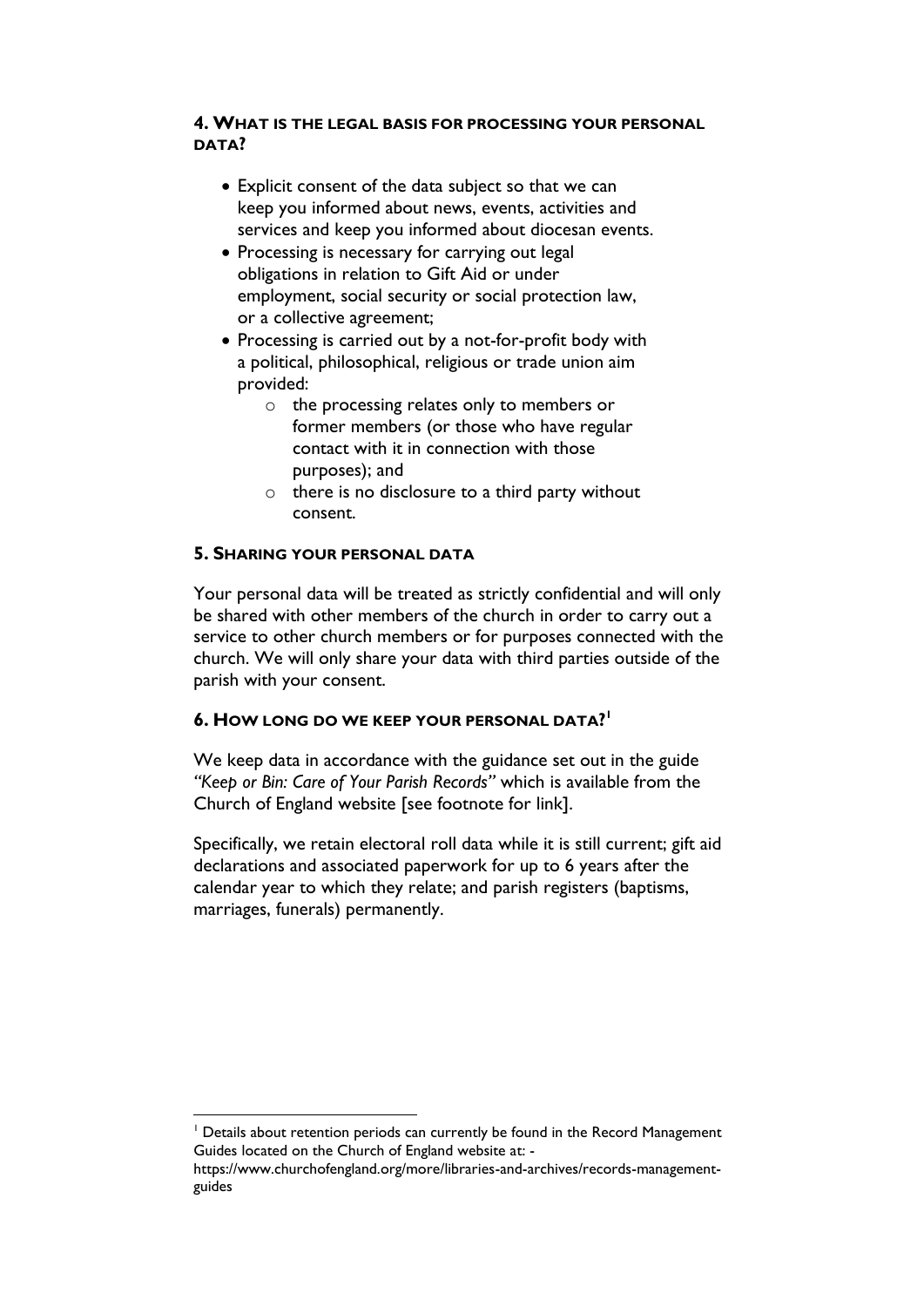## 4. What is the legal basis for processing your personal data?

- Explicit consent of the data subject so that we can keep you informed about news, events, activities and services and keep you informed about diocesan events.
- Processing is necessary for carrying out legal obligations in relation to Gift Aid or under employment, social security or social protection law, or a collective agreement;
- Processing is carried out by a not-for-profit body with a political, philosophical, religious or trade union aim provided:
    - the processing relates only to members or former members (or those who have regular contact with it in connection with those purposes); and
    - there is no disclosure to a third party without consent.

## 5. Sharing your personal data

Your personal data will be treated as strictly confidential and will only be shared with other members of the church in order to carry out a service to other church members or for purposes connected with the church. We will only share your data with third parties outside of the parish with your consent.

## 6. How long do we keep your personal data?[1]

We keep data in accordance with the guidance set out in the guide *"Keep or Bin: Care of Your Parish Records"* which is available from the Church of England website [see footnote for link].

Specifically, we retain electoral roll data while it is still current; gift aid declarations and associated paperwork for up to 6 years after the calendar year to which they relate; and parish registers (baptisms, marriages, funerals) permanently.

---

[1] Details about retention periods can currently be found in the Record Management Guides located on the Church of England website at: - https://www.churchofengland.org/more/libraries-and-archives/records-management-guides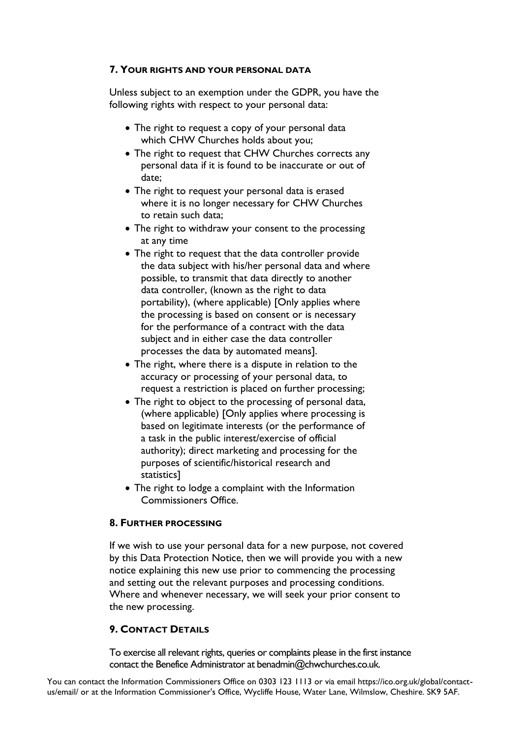## 7. Your rights and your personal data

Unless subject to an exemption under the GDPR, you have the following rights with respect to your personal data:

- The right to request a copy of your personal data which CHW Churches holds about you;
- The right to request that CHW Churches corrects any personal data if it is found to be inaccurate or out of date;
- The right to request your personal data is erased where it is no longer necessary for CHW Churches to retain such data;
- The right to withdraw your consent to the processing at any time
- The right to request that the data controller provide the data subject with his/her personal data and where possible, to transmit that data directly to another data controller, (known as the right to data portability), (where applicable) [Only applies where the processing is based on consent or is necessary for the performance of a contract with the data subject and in either case the data controller processes the data by automated means].
- The right, where there is a dispute in relation to the accuracy or processing of your personal data, to request a restriction is placed on further processing;
- The right to object to the processing of personal data, (where applicable) [Only applies where processing is based on legitimate interests (or the performance of a task in the public interest/exercise of official authority); direct marketing and processing for the purposes of scientific/historical research and statistics]
- The right to lodge a complaint with the Information Commissioners Office.

## 8. Further processing

If we wish to use your personal data for a new purpose, not covered by this Data Protection Notice, then we will provide you with a new notice explaining this new use prior to commencing the processing and setting out the relevant purposes and processing conditions. Where and whenever necessary, we will seek your prior consent to the new processing.

## 9. Contact Details

To exercise all relevant rights, queries or complaints please in the first instance contact the Benefice Administrator at benadmin@chwchurches.co.uk.

You can contact the Information Commissioners Office on 0303 123 1113 or via email https://ico.org.uk/global/contact-us/email/ or at the Information Commissioner's Office, Wycliffe House, Water Lane, Wilmslow, Cheshire. SK9 5AF.